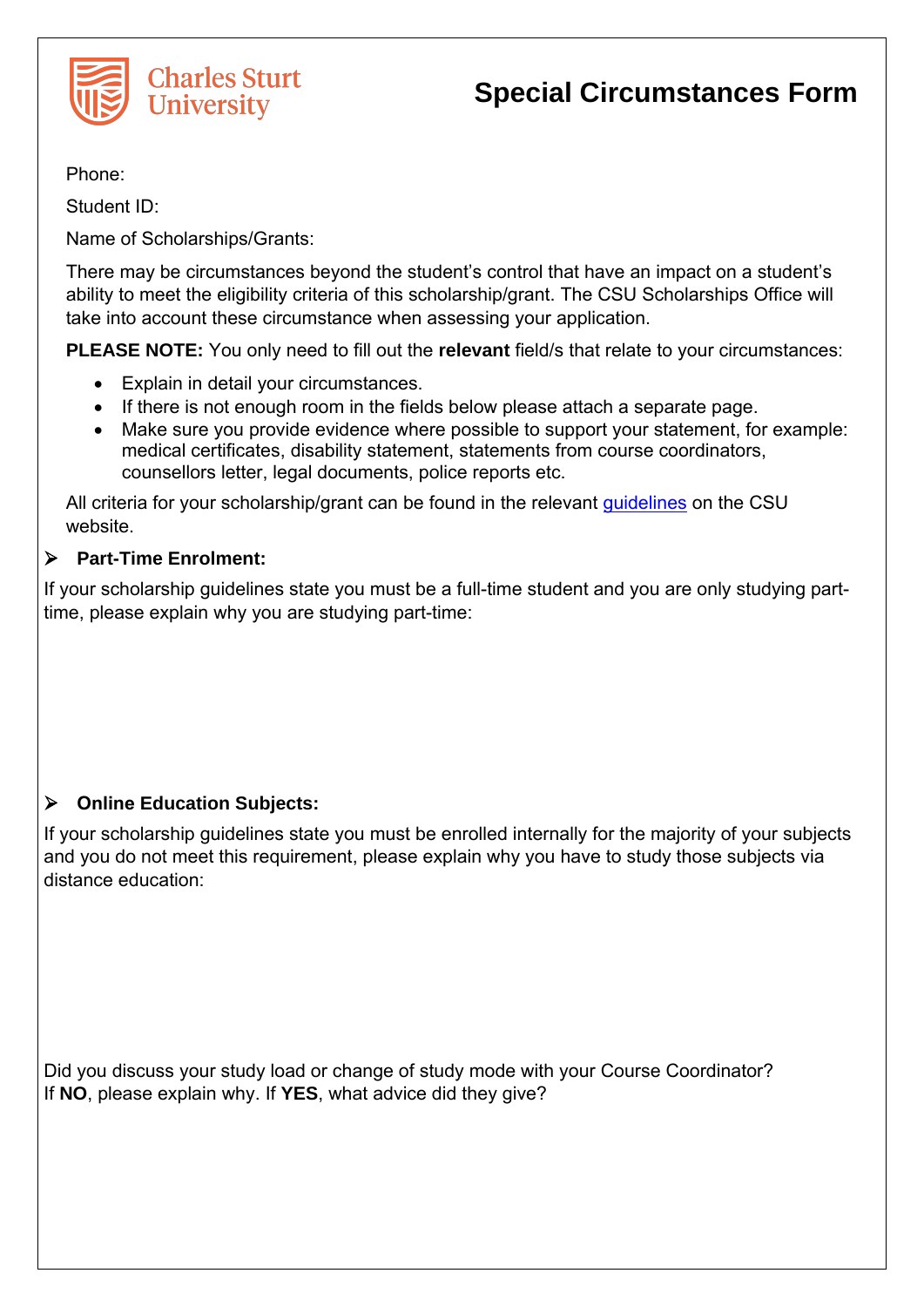Charles Sturt University

# Special Circumstances Form

Phone:

Student ID:

Name of Scholarships/Grants:

There may be circumstances beyond the student's control that have an impact on a student's ability to meet the eligibility criteria of this scholarship/grant. The CSU Scholarships Office will take into account these circumstance when assessing your application.

**PLEASE NOTE:** You only need to fill out the **relevant** field/s that relate to your circumstances:

- Explain in detail your circumstances.
- If there is not enough room in the fields below please attach a separate page.
- Make sure you provide evidence where possible to support your statement, for example: medical certificates, disability statement, statements from course coordinators, counsellors letter, legal documents, police reports etc.

All criteria for your scholarship/grant can be found in the relevant guidelines on the CSU website.

- **Part-Time Enrolment:**

If your scholarship guidelines state you must be a full-time student and you are only studying part-time, please explain why you are studying part-time:

- **Online Education Subjects:**

If your scholarship guidelines state you must be enrolled internally for the majority of your subjects and you do not meet this requirement, please explain why you have to study those subjects via distance education:

Did you discuss your study load or change of study mode with your Course Coordinator?
If **NO**, please explain why. If **YES**, what advice did they give?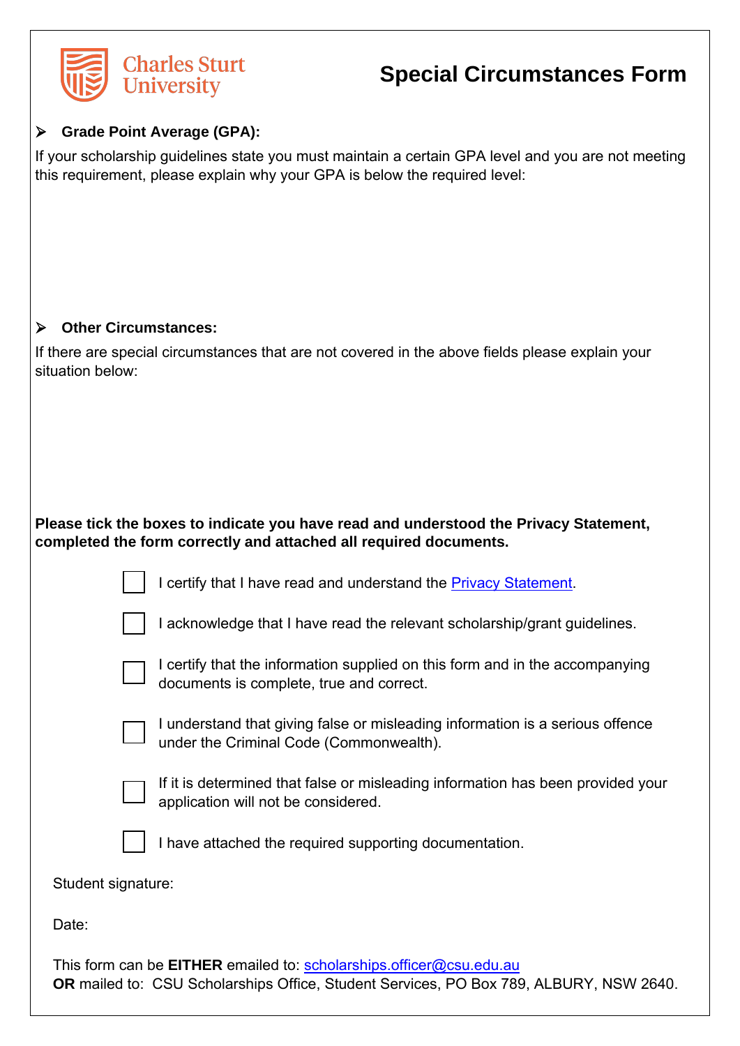Charles Sturt University

# Special Circumstances Form

- **Grade Point Average (GPA):**

If your scholarship guidelines state you must maintain a certain GPA level and you are not meeting this requirement, please explain why your GPA is below the required level:

- **Other Circumstances:**

If there are special circumstances that are not covered in the above fields please explain your situation below:

**Please tick the boxes to indicate you have read and understood the Privacy Statement, completed the form correctly and attached all required documents.**

- [ ] I certify that I have read and understand the Privacy Statement.
- [ ] I acknowledge that I have read the relevant scholarship/grant guidelines.
- [ ] I certify that the information supplied on this form and in the accompanying documents is complete, true and correct.
- [ ] I understand that giving false or misleading information is a serious offence under the Criminal Code (Commonwealth).
- [ ] If it is determined that false or misleading information has been provided your application will not be considered.
- [ ] I have attached the required supporting documentation.

Student signature:

Date:

This form can be **EITHER** emailed to: scholarships.officer@csu.edu.au
**OR** mailed to: CSU Scholarships Office, Student Services, PO Box 789, ALBURY, NSW 2640.